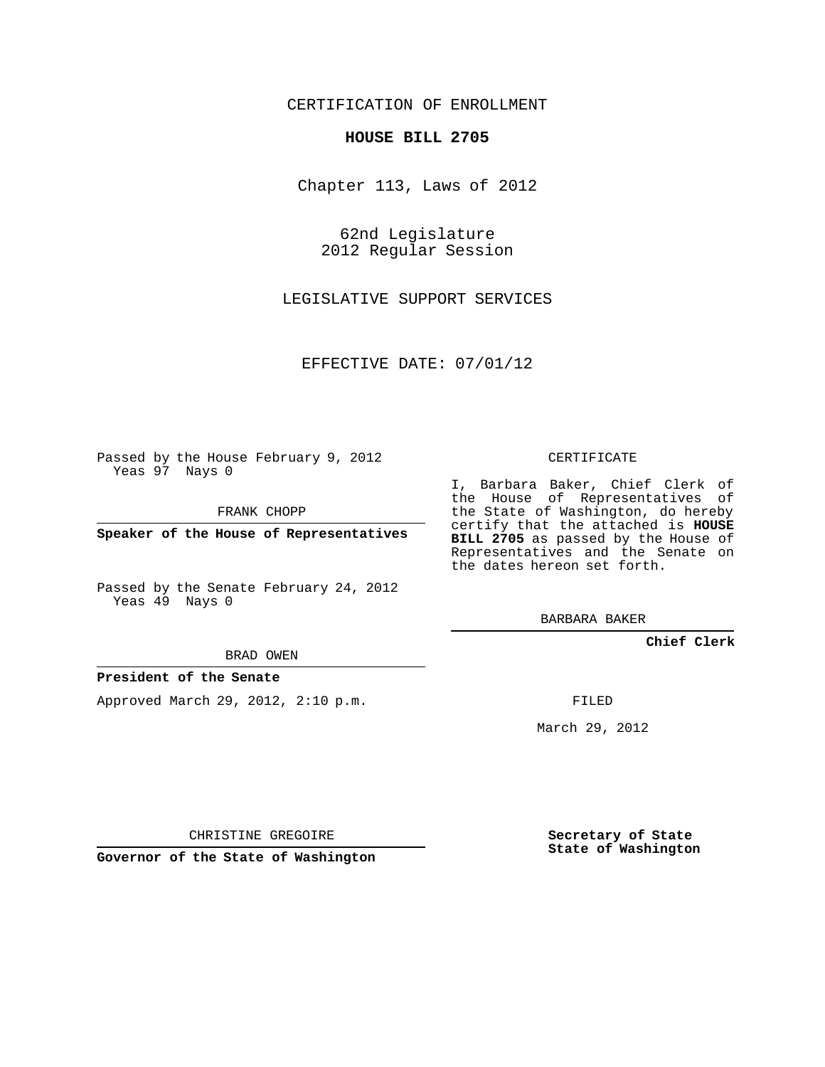CERTIFICATION OF ENROLLMENT

**HOUSE BILL 2705**

Chapter 113, Laws of 2012

62nd Legislature
2012 Regular Session

LEGISLATIVE SUPPORT SERVICES

EFFECTIVE DATE: 07/01/12

Passed by the House February 9, 2012
Yeas 97 Nays 0

FRANK CHOPP

**Speaker of the House of Representatives**

Passed by the Senate February 24, 2012
Yeas 49 Nays 0

BRAD OWEN

**President of the Senate**

Approved March 29, 2012, 2:10 p.m.

CHRISTINE GREGOIRE

**Governor of the State of Washington**

CERTIFICATE

I, Barbara Baker, Chief Clerk of the House of Representatives of the State of Washington, do hereby certify that the attached is **HOUSE BILL 2705** as passed by the House of Representatives and the Senate on the dates hereon set forth.

BARBARA BAKER

**Chief Clerk**

FILED

March 29, 2012

**Secretary of State**
**State of Washington**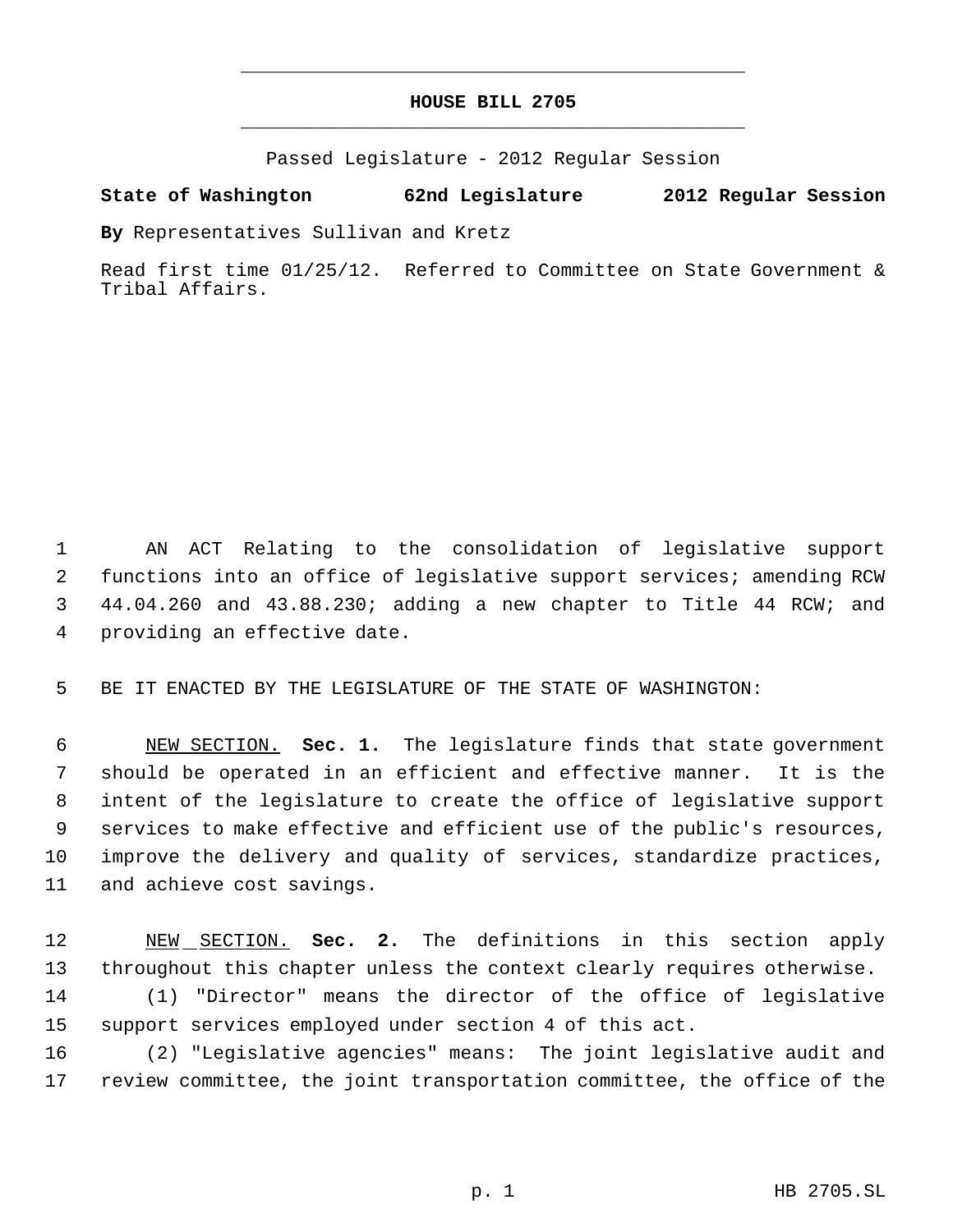# HOUSE BILL 2705

Passed Legislature - 2012 Regular Session

**State of Washington 62nd Legislature 2012 Regular Session**

**By** Representatives Sullivan and Kretz

Read first time 01/25/12. Referred to Committee on State Government & Tribal Affairs.

AN ACT Relating to the consolidation of legislative support functions into an office of legislative support services; amending RCW 44.04.260 and 43.88.230; adding a new chapter to Title 44 RCW; and providing an effective date.

BE IT ENACTED BY THE LEGISLATURE OF THE STATE OF WASHINGTON:

NEW SECTION. **Sec. 1.** The legislature finds that state government should be operated in an efficient and effective manner. It is the intent of the legislature to create the office of legislative support services to make effective and efficient use of the public's resources, improve the delivery and quality of services, standardize practices, and achieve cost savings.

NEW SECTION. **Sec. 2.** The definitions in this section apply throughout this chapter unless the context clearly requires otherwise.

(1) "Director" means the director of the office of legislative support services employed under section 4 of this act.

(2) "Legislative agencies" means: The joint legislative audit and review committee, the joint transportation committee, the office of the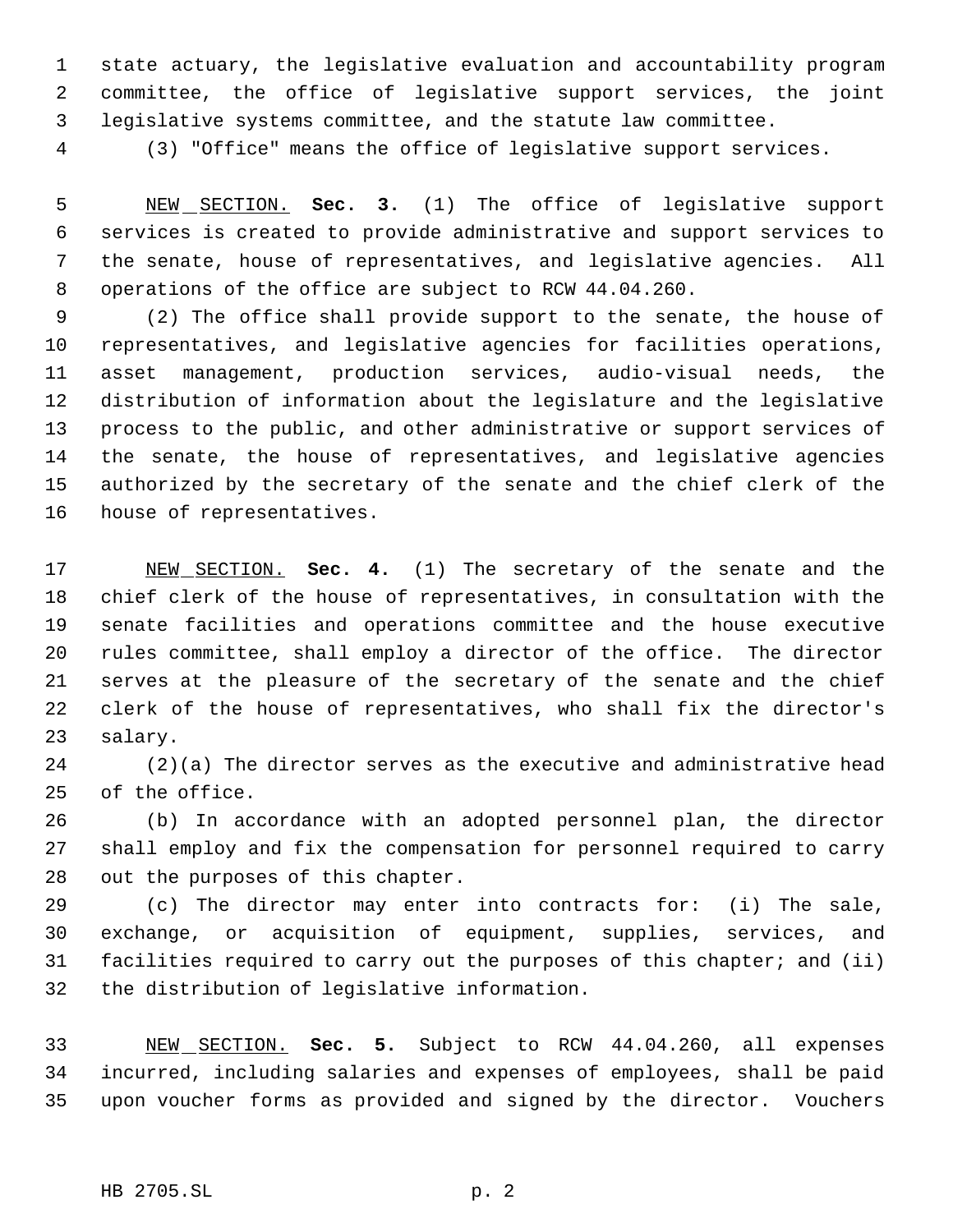state actuary, the legislative evaluation and accountability program committee, the office of legislative support services, the joint legislative systems committee, and the statute law committee.

(3) "Office" means the office of legislative support services.

NEW SECTION. **Sec. 3.** (1) The office of legislative support services is created to provide administrative and support services to the senate, house of representatives, and legislative agencies. All operations of the office are subject to RCW 44.04.260.

(2) The office shall provide support to the senate, the house of representatives, and legislative agencies for facilities operations, asset management, production services, audio-visual needs, the distribution of information about the legislature and the legislative process to the public, and other administrative or support services of the senate, the house of representatives, and legislative agencies authorized by the secretary of the senate and the chief clerk of the house of representatives.

NEW SECTION. **Sec. 4.** (1) The secretary of the senate and the chief clerk of the house of representatives, in consultation with the senate facilities and operations committee and the house executive rules committee, shall employ a director of the office. The director serves at the pleasure of the secretary of the senate and the chief clerk of the house of representatives, who shall fix the director's salary.

(2)(a) The director serves as the executive and administrative head of the office.

(b) In accordance with an adopted personnel plan, the director shall employ and fix the compensation for personnel required to carry out the purposes of this chapter.

(c) The director may enter into contracts for: (i) The sale, exchange, or acquisition of equipment, supplies, services, and facilities required to carry out the purposes of this chapter; and (ii) the distribution of legislative information.

NEW SECTION. **Sec. 5.** Subject to RCW 44.04.260, all expenses incurred, including salaries and expenses of employees, shall be paid upon voucher forms as provided and signed by the director. Vouchers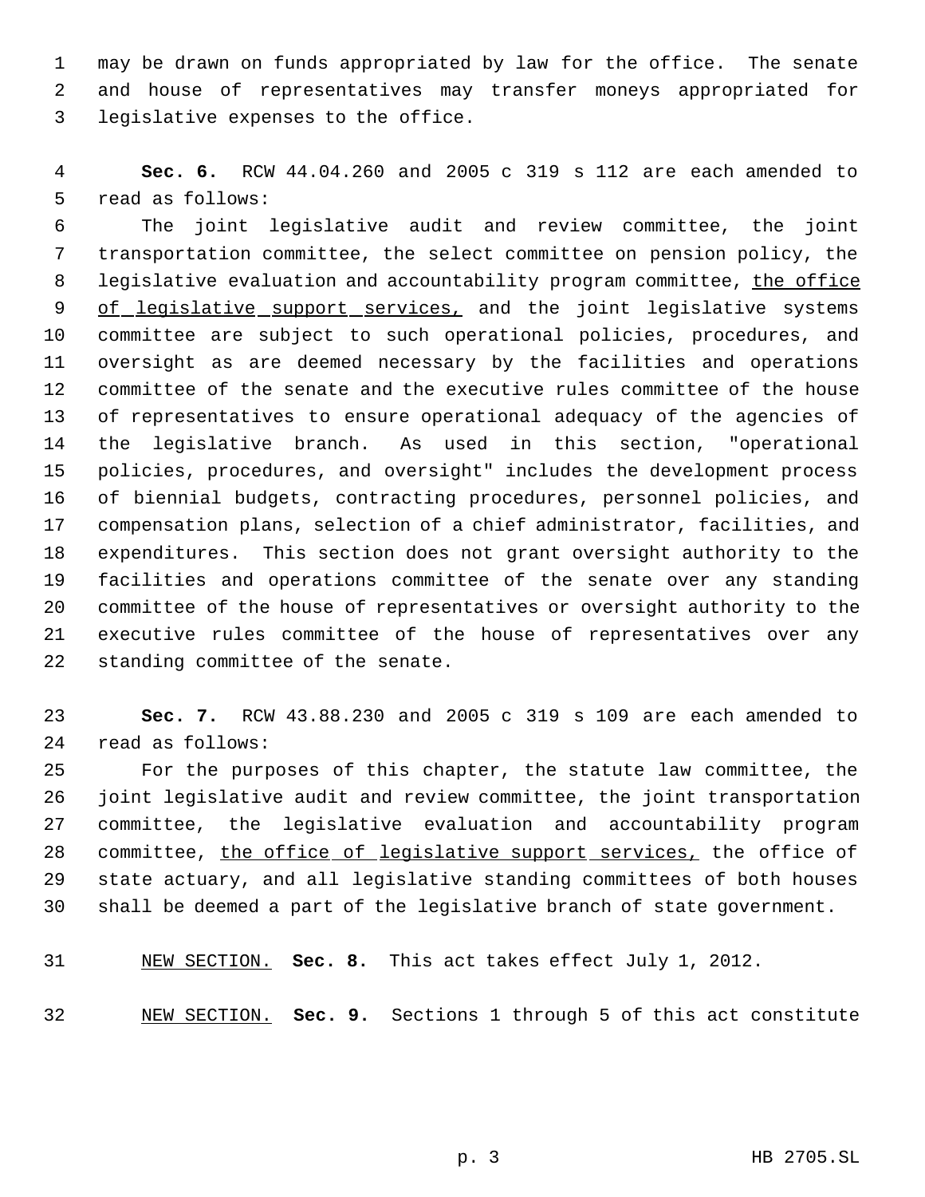may be drawn on funds appropriated by law for the office. The senate and house of representatives may transfer moneys appropriated for legislative expenses to the office.

**Sec. 6.** RCW 44.04.260 and 2005 c 319 s 112 are each amended to read as follows:

The joint legislative audit and review committee, the joint transportation committee, the select committee on pension policy, the legislative evaluation and accountability program committee, <u>the office of legislative support services,</u> and the joint legislative systems committee are subject to such operational policies, procedures, and oversight as are deemed necessary by the facilities and operations committee of the senate and the executive rules committee of the house of representatives to ensure operational adequacy of the agencies of the legislative branch. As used in this section, "operational policies, procedures, and oversight" includes the development process of biennial budgets, contracting procedures, personnel policies, and compensation plans, selection of a chief administrator, facilities, and expenditures. This section does not grant oversight authority to the facilities and operations committee of the senate over any standing committee of the house of representatives or oversight authority to the executive rules committee of the house of representatives over any standing committee of the senate.

**Sec. 7.** RCW 43.88.230 and 2005 c 319 s 109 are each amended to read as follows:

For the purposes of this chapter, the statute law committee, the joint legislative audit and review committee, the joint transportation committee, the legislative evaluation and accountability program committee, <u>the office of legislative support services,</u> the office of state actuary, and all legislative standing committees of both houses shall be deemed a part of the legislative branch of state government.

<u>NEW SECTION.</u> **Sec. 8.** This act takes effect July 1, 2012.

<u>NEW SECTION.</u> **Sec. 9.** Sections 1 through 5 of this act constitute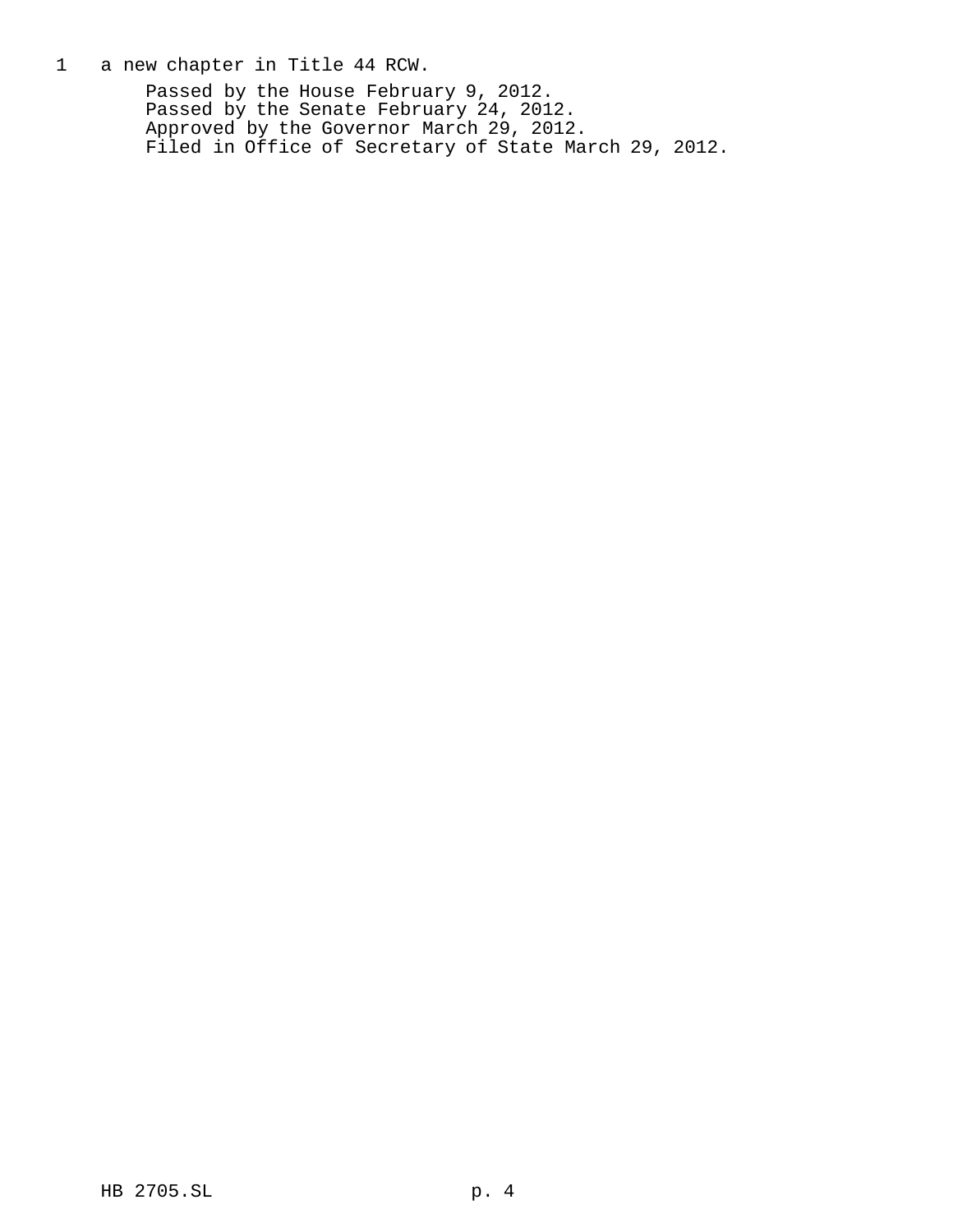a new chapter in Title 44 RCW.

Passed by the House February 9, 2012.
Passed by the Senate February 24, 2012.
Approved by the Governor March 29, 2012.
Filed in Office of Secretary of State March 29, 2012.